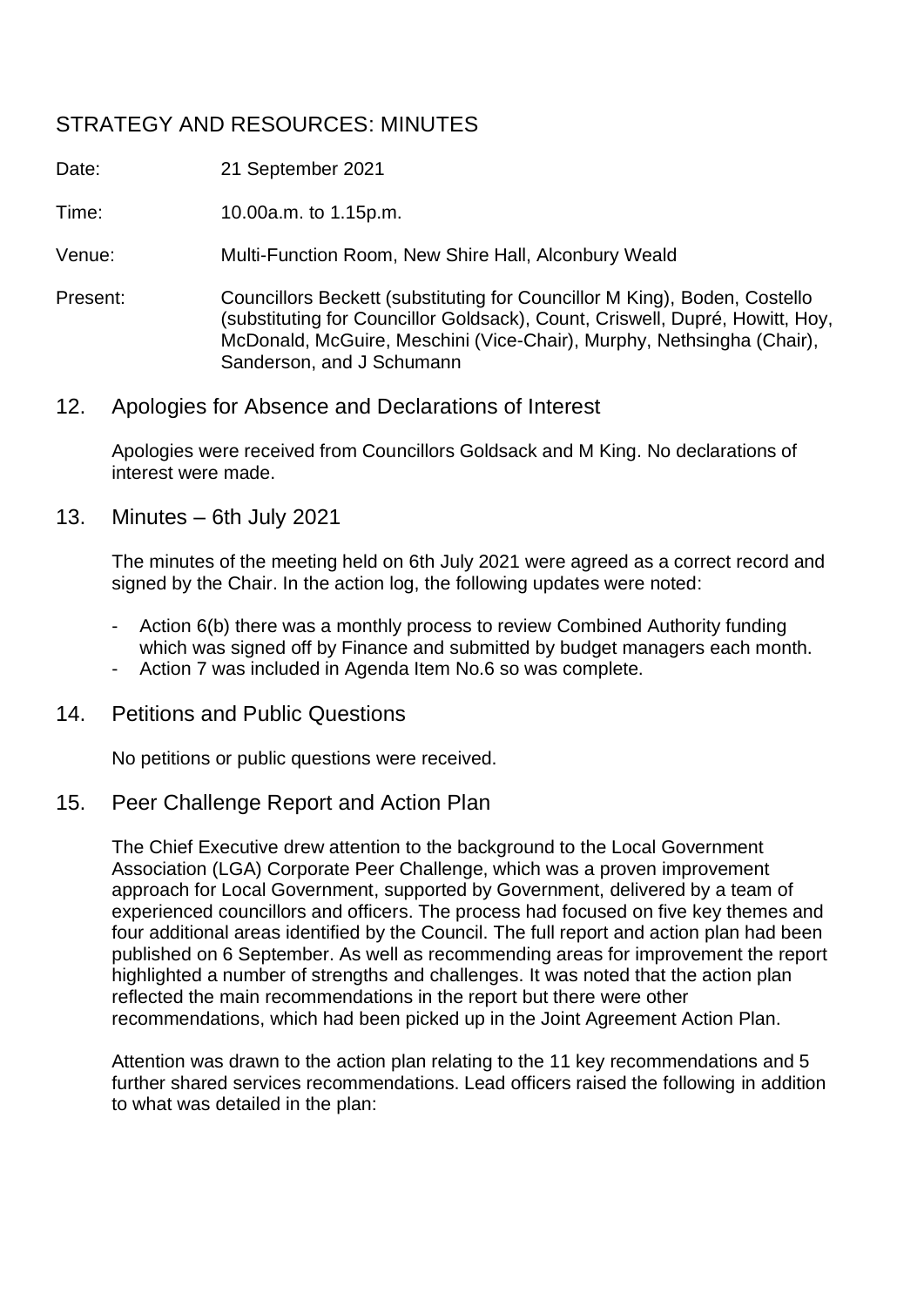# STRATEGY AND RESOURCES: MINUTES

Date: 21 September 2021

Time: 10.00a.m. to 1.15p.m.

Venue: Multi-Function Room, New Shire Hall, Alconbury Weald

Present: Councillors Beckett (substituting for Councillor M King), Boden, Costello (substituting for Councillor Goldsack), Count, Criswell, Dupré, Howitt, Hoy, McDonald, McGuire, Meschini (Vice-Chair), Murphy, Nethsingha (Chair), Sanderson, and J Schumann

## 12. Apologies for Absence and Declarations of Interest

Apologies were received from Councillors Goldsack and M King. No declarations of interest were made.

## 13. Minutes – 6th July 2021

The minutes of the meeting held on 6th July 2021 were agreed as a correct record and signed by the Chair. In the action log, the following updates were noted:

- Action 6(b) there was a monthly process to review Combined Authority funding which was signed off by Finance and submitted by budget managers each month.
- Action 7 was included in Agenda Item No.6 so was complete.

## 14. Petitions and Public Questions

No petitions or public questions were received.

## 15. Peer Challenge Report and Action Plan

The Chief Executive drew attention to the background to the Local Government Association (LGA) Corporate Peer Challenge, which was a proven improvement approach for Local Government, supported by Government, delivered by a team of experienced councillors and officers. The process had focused on five key themes and four additional areas identified by the Council. The full report and action plan had been published on 6 September. As well as recommending areas for improvement the report highlighted a number of strengths and challenges. It was noted that the action plan reflected the main recommendations in the report but there were other recommendations, which had been picked up in the Joint Agreement Action Plan.

Attention was drawn to the action plan relating to the 11 key recommendations and 5 further shared services recommendations. Lead officers raised the following in addition to what was detailed in the plan: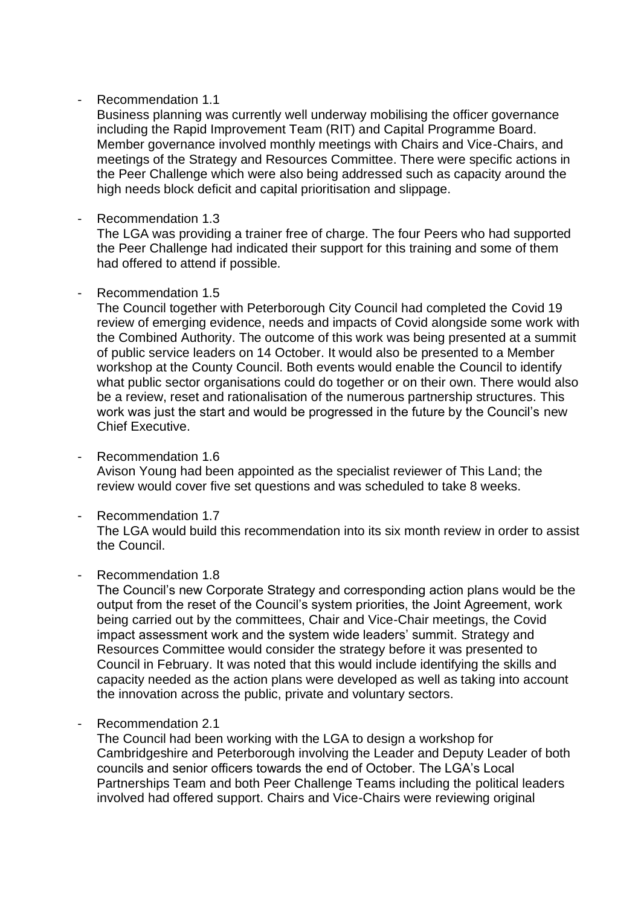- Recommendation 1.1

  Business planning was currently well underway mobilising the officer governance including the Rapid Improvement Team (RIT) and Capital Programme Board. Member governance involved monthly meetings with Chairs and Vice-Chairs, and meetings of the Strategy and Resources Committee. There were specific actions in the Peer Challenge which were also being addressed such as capacity around the high needs block deficit and capital prioritisation and slippage.

- Recommendation 1.3

  The LGA was providing a trainer free of charge. The four Peers who had supported the Peer Challenge had indicated their support for this training and some of them had offered to attend if possible.

- Recommendation 1.5

  The Council together with Peterborough City Council had completed the Covid 19 review of emerging evidence, needs and impacts of Covid alongside some work with the Combined Authority. The outcome of this work was being presented at a summit of public service leaders on 14 October. It would also be presented to a Member workshop at the County Council. Both events would enable the Council to identify what public sector organisations could do together or on their own. There would also be a review, reset and rationalisation of the numerous partnership structures. This work was just the start and would be progressed in the future by the Council's new Chief Executive.

- Recommendation 1.6

  Avison Young had been appointed as the specialist reviewer of This Land; the review would cover five set questions and was scheduled to take 8 weeks.

- Recommendation 1.7

  The LGA would build this recommendation into its six month review in order to assist the Council.

- Recommendation 1.8

  The Council's new Corporate Strategy and corresponding action plans would be the output from the reset of the Council's system priorities, the Joint Agreement, work being carried out by the committees, Chair and Vice-Chair meetings, the Covid impact assessment work and the system wide leaders' summit. Strategy and Resources Committee would consider the strategy before it was presented to Council in February. It was noted that this would include identifying the skills and capacity needed as the action plans were developed as well as taking into account the innovation across the public, private and voluntary sectors.

- Recommendation 2.1

  The Council had been working with the LGA to design a workshop for Cambridgeshire and Peterborough involving the Leader and Deputy Leader of both councils and senior officers towards the end of October. The LGA's Local Partnerships Team and both Peer Challenge Teams including the political leaders involved had offered support. Chairs and Vice-Chairs were reviewing original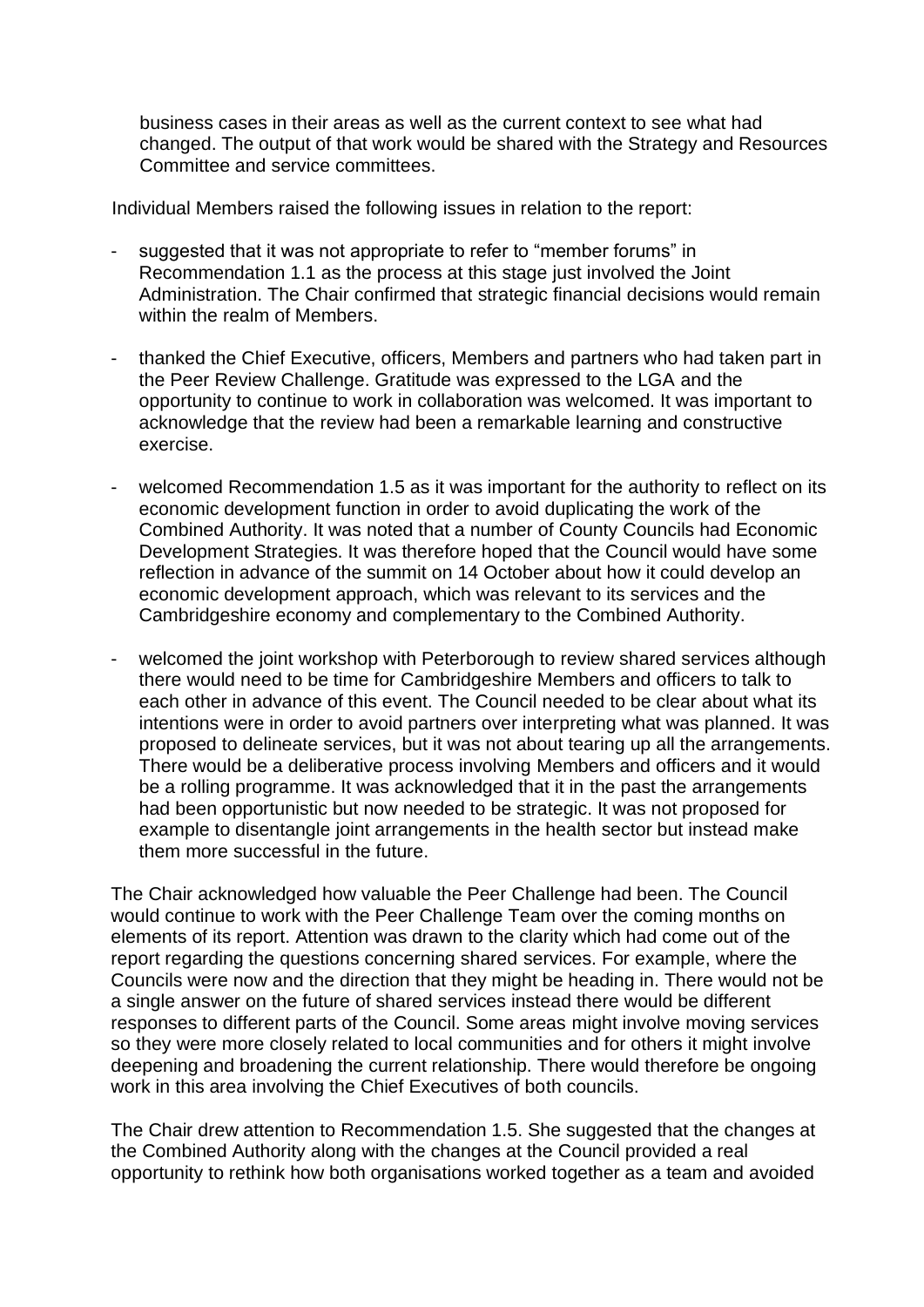business cases in their areas as well as the current context to see what had changed. The output of that work would be shared with the Strategy and Resources Committee and service committees.

Individual Members raised the following issues in relation to the report:

- suggested that it was not appropriate to refer to "member forums" in Recommendation 1.1 as the process at this stage just involved the Joint Administration. The Chair confirmed that strategic financial decisions would remain within the realm of Members.

- thanked the Chief Executive, officers, Members and partners who had taken part in the Peer Review Challenge. Gratitude was expressed to the LGA and the opportunity to continue to work in collaboration was welcomed. It was important to acknowledge that the review had been a remarkable learning and constructive exercise.

- welcomed Recommendation 1.5 as it was important for the authority to reflect on its economic development function in order to avoid duplicating the work of the Combined Authority. It was noted that a number of County Councils had Economic Development Strategies. It was therefore hoped that the Council would have some reflection in advance of the summit on 14 October about how it could develop an economic development approach, which was relevant to its services and the Cambridgeshire economy and complementary to the Combined Authority.

- welcomed the joint workshop with Peterborough to review shared services although there would need to be time for Cambridgeshire Members and officers to talk to each other in advance of this event. The Council needed to be clear about what its intentions were in order to avoid partners over interpreting what was planned. It was proposed to delineate services, but it was not about tearing up all the arrangements. There would be a deliberative process involving Members and officers and it would be a rolling programme. It was acknowledged that it in the past the arrangements had been opportunistic but now needed to be strategic. It was not proposed for example to disentangle joint arrangements in the health sector but instead make them more successful in the future.

The Chair acknowledged how valuable the Peer Challenge had been. The Council would continue to work with the Peer Challenge Team over the coming months on elements of its report. Attention was drawn to the clarity which had come out of the report regarding the questions concerning shared services. For example, where the Councils were now and the direction that they might be heading in. There would not be a single answer on the future of shared services instead there would be different responses to different parts of the Council. Some areas might involve moving services so they were more closely related to local communities and for others it might involve deepening and broadening the current relationship. There would therefore be ongoing work in this area involving the Chief Executives of both councils.

The Chair drew attention to Recommendation 1.5. She suggested that the changes at the Combined Authority along with the changes at the Council provided a real opportunity to rethink how both organisations worked together as a team and avoided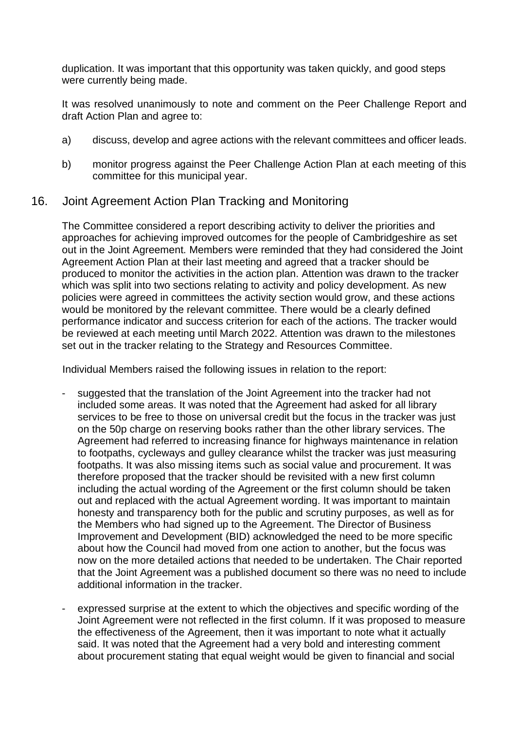duplication. It was important that this opportunity was taken quickly, and good steps were currently being made.

It was resolved unanimously to note and comment on the Peer Challenge Report and draft Action Plan and agree to:

a) discuss, develop and agree actions with the relevant committees and officer leads.

b) monitor progress against the Peer Challenge Action Plan at each meeting of this committee for this municipal year.

## 16. Joint Agreement Action Plan Tracking and Monitoring

The Committee considered a report describing activity to deliver the priorities and approaches for achieving improved outcomes for the people of Cambridgeshire as set out in the Joint Agreement. Members were reminded that they had considered the Joint Agreement Action Plan at their last meeting and agreed that a tracker should be produced to monitor the activities in the action plan. Attention was drawn to the tracker which was split into two sections relating to activity and policy development. As new policies were agreed in committees the activity section would grow, and these actions would be monitored by the relevant committee. There would be a clearly defined performance indicator and success criterion for each of the actions. The tracker would be reviewed at each meeting until March 2022. Attention was drawn to the milestones set out in the tracker relating to the Strategy and Resources Committee.

Individual Members raised the following issues in relation to the report:

- suggested that the translation of the Joint Agreement into the tracker had not included some areas. It was noted that the Agreement had asked for all library services to be free to those on universal credit but the focus in the tracker was just on the 50p charge on reserving books rather than the other library services. The Agreement had referred to increasing finance for highways maintenance in relation to footpaths, cycleways and gulley clearance whilst the tracker was just measuring footpaths. It was also missing items such as social value and procurement. It was therefore proposed that the tracker should be revisited with a new first column including the actual wording of the Agreement or the first column should be taken out and replaced with the actual Agreement wording. It was important to maintain honesty and transparency both for the public and scrutiny purposes, as well as for the Members who had signed up to the Agreement. The Director of Business Improvement and Development (BID) acknowledged the need to be more specific about how the Council had moved from one action to another, but the focus was now on the more detailed actions that needed to be undertaken. The Chair reported that the Joint Agreement was a published document so there was no need to include additional information in the tracker.

- expressed surprise at the extent to which the objectives and specific wording of the Joint Agreement were not reflected in the first column. If it was proposed to measure the effectiveness of the Agreement, then it was important to note what it actually said. It was noted that the Agreement had a very bold and interesting comment about procurement stating that equal weight would be given to financial and social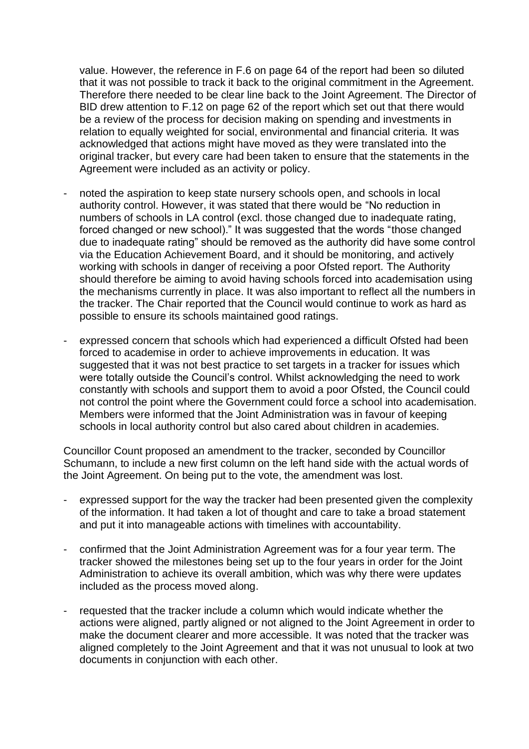value. However, the reference in F.6 on page 64 of the report had been so diluted that it was not possible to track it back to the original commitment in the Agreement. Therefore there needed to be clear line back to the Joint Agreement. The Director of BID drew attention to F.12 on page 62 of the report which set out that there would be a review of the process for decision making on spending and investments in relation to equally weighted for social, environmental and financial criteria. It was acknowledged that actions might have moved as they were translated into the original tracker, but every care had been taken to ensure that the statements in the Agreement were included as an activity or policy.

- noted the aspiration to keep state nursery schools open, and schools in local authority control. However, it was stated that there would be "No reduction in numbers of schools in LA control (excl. those changed due to inadequate rating, forced changed or new school)." It was suggested that the words "those changed due to inadequate rating" should be removed as the authority did have some control via the Education Achievement Board, and it should be monitoring, and actively working with schools in danger of receiving a poor Ofsted report. The Authority should therefore be aiming to avoid having schools forced into academisation using the mechanisms currently in place. It was also important to reflect all the numbers in the tracker. The Chair reported that the Council would continue to work as hard as possible to ensure its schools maintained good ratings.

- expressed concern that schools which had experienced a difficult Ofsted had been forced to academise in order to achieve improvements in education. It was suggested that it was not best practice to set targets in a tracker for issues which were totally outside the Council's control. Whilst acknowledging the need to work constantly with schools and support them to avoid a poor Ofsted, the Council could not control the point where the Government could force a school into academisation. Members were informed that the Joint Administration was in favour of keeping schools in local authority control but also cared about children in academies.

Councillor Count proposed an amendment to the tracker, seconded by Councillor Schumann, to include a new first column on the left hand side with the actual words of the Joint Agreement. On being put to the vote, the amendment was lost.

- expressed support for the way the tracker had been presented given the complexity of the information. It had taken a lot of thought and care to take a broad statement and put it into manageable actions with timelines with accountability.

- confirmed that the Joint Administration Agreement was for a four year term. The tracker showed the milestones being set up to the four years in order for the Joint Administration to achieve its overall ambition, which was why there were updates included as the process moved along.

- requested that the tracker include a column which would indicate whether the actions were aligned, partly aligned or not aligned to the Joint Agreement in order to make the document clearer and more accessible. It was noted that the tracker was aligned completely to the Joint Agreement and that it was not unusual to look at two documents in conjunction with each other.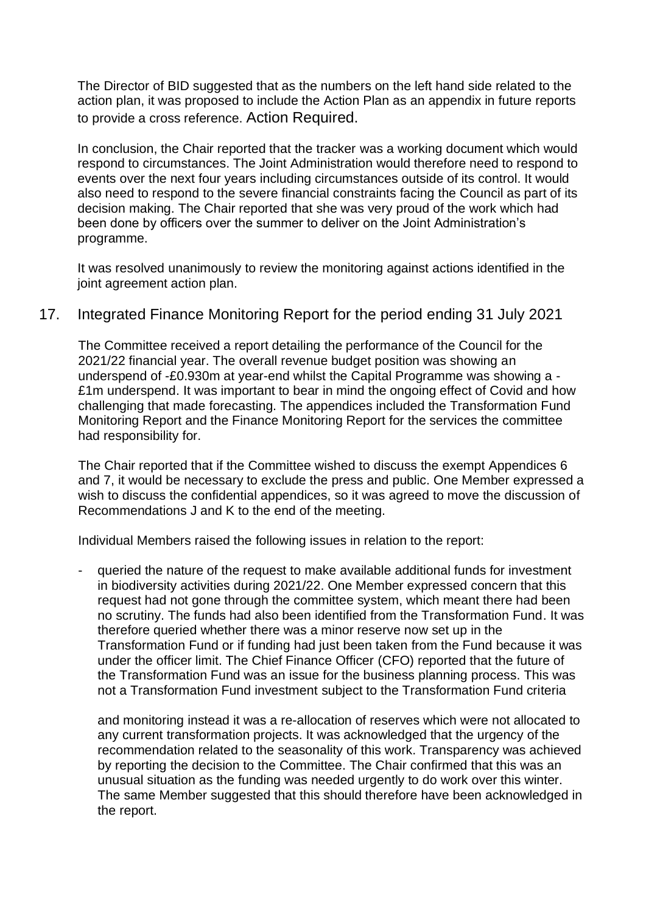The Director of BID suggested that as the numbers on the left hand side related to the action plan, it was proposed to include the Action Plan as an appendix in future reports to provide a cross reference. Action Required.

In conclusion, the Chair reported that the tracker was a working document which would respond to circumstances. The Joint Administration would therefore need to respond to events over the next four years including circumstances outside of its control. It would also need to respond to the severe financial constraints facing the Council as part of its decision making. The Chair reported that she was very proud of the work which had been done by officers over the summer to deliver on the Joint Administration's programme.

It was resolved unanimously to review the monitoring against actions identified in the joint agreement action plan.

## 17. Integrated Finance Monitoring Report for the period ending 31 July 2021

The Committee received a report detailing the performance of the Council for the 2021/22 financial year. The overall revenue budget position was showing an underspend of -£0.930m at year-end whilst the Capital Programme was showing a -£1m underspend. It was important to bear in mind the ongoing effect of Covid and how challenging that made forecasting. The appendices included the Transformation Fund Monitoring Report and the Finance Monitoring Report for the services the committee had responsibility for.

The Chair reported that if the Committee wished to discuss the exempt Appendices 6 and 7, it would be necessary to exclude the press and public. One Member expressed a wish to discuss the confidential appendices, so it was agreed to move the discussion of Recommendations J and K to the end of the meeting.

Individual Members raised the following issues in relation to the report:

- queried the nature of the request to make available additional funds for investment in biodiversity activities during 2021/22. One Member expressed concern that this request had not gone through the committee system, which meant there had been no scrutiny. The funds had also been identified from the Transformation Fund. It was therefore queried whether there was a minor reserve now set up in the Transformation Fund or if funding had just been taken from the Fund because it was under the officer limit. The Chief Finance Officer (CFO) reported that the future of the Transformation Fund was an issue for the business planning process. This was not a Transformation Fund investment subject to the Transformation Fund criteria

  and monitoring instead it was a re-allocation of reserves which were not allocated to any current transformation projects. It was acknowledged that the urgency of the recommendation related to the seasonality of this work. Transparency was achieved by reporting the decision to the Committee. The Chair confirmed that this was an unusual situation as the funding was needed urgently to do work over this winter. The same Member suggested that this should therefore have been acknowledged in the report.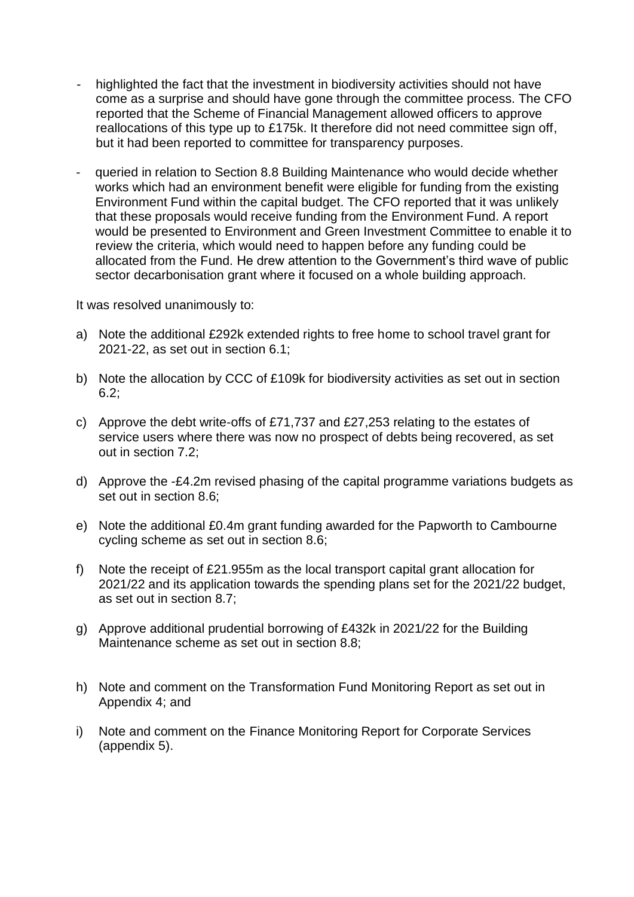- highlighted the fact that the investment in biodiversity activities should not have come as a surprise and should have gone through the committee process. The CFO reported that the Scheme of Financial Management allowed officers to approve reallocations of this type up to £175k. It therefore did not need committee sign off, but it had been reported to committee for transparency purposes.

- queried in relation to Section 8.8 Building Maintenance who would decide whether works which had an environment benefit were eligible for funding from the existing Environment Fund within the capital budget. The CFO reported that it was unlikely that these proposals would receive funding from the Environment Fund. A report would be presented to Environment and Green Investment Committee to enable it to review the criteria, which would need to happen before any funding could be allocated from the Fund. He drew attention to the Government's third wave of public sector decarbonisation grant where it focused on a whole building approach.

It was resolved unanimously to:

a) Note the additional £292k extended rights to free home to school travel grant for 2021-22, as set out in section 6.1;

b) Note the allocation by CCC of £109k for biodiversity activities as set out in section 6.2;

c) Approve the debt write-offs of £71,737 and £27,253 relating to the estates of service users where there was now no prospect of debts being recovered, as set out in section 7.2;

d) Approve the -£4.2m revised phasing of the capital programme variations budgets as set out in section 8.6;

e) Note the additional £0.4m grant funding awarded for the Papworth to Cambourne cycling scheme as set out in section 8.6;

f) Note the receipt of £21.955m as the local transport capital grant allocation for 2021/22 and its application towards the spending plans set for the 2021/22 budget, as set out in section 8.7;

g) Approve additional prudential borrowing of £432k in 2021/22 for the Building Maintenance scheme as set out in section 8.8;

h) Note and comment on the Transformation Fund Monitoring Report as set out in Appendix 4; and

i) Note and comment on the Finance Monitoring Report for Corporate Services (appendix 5).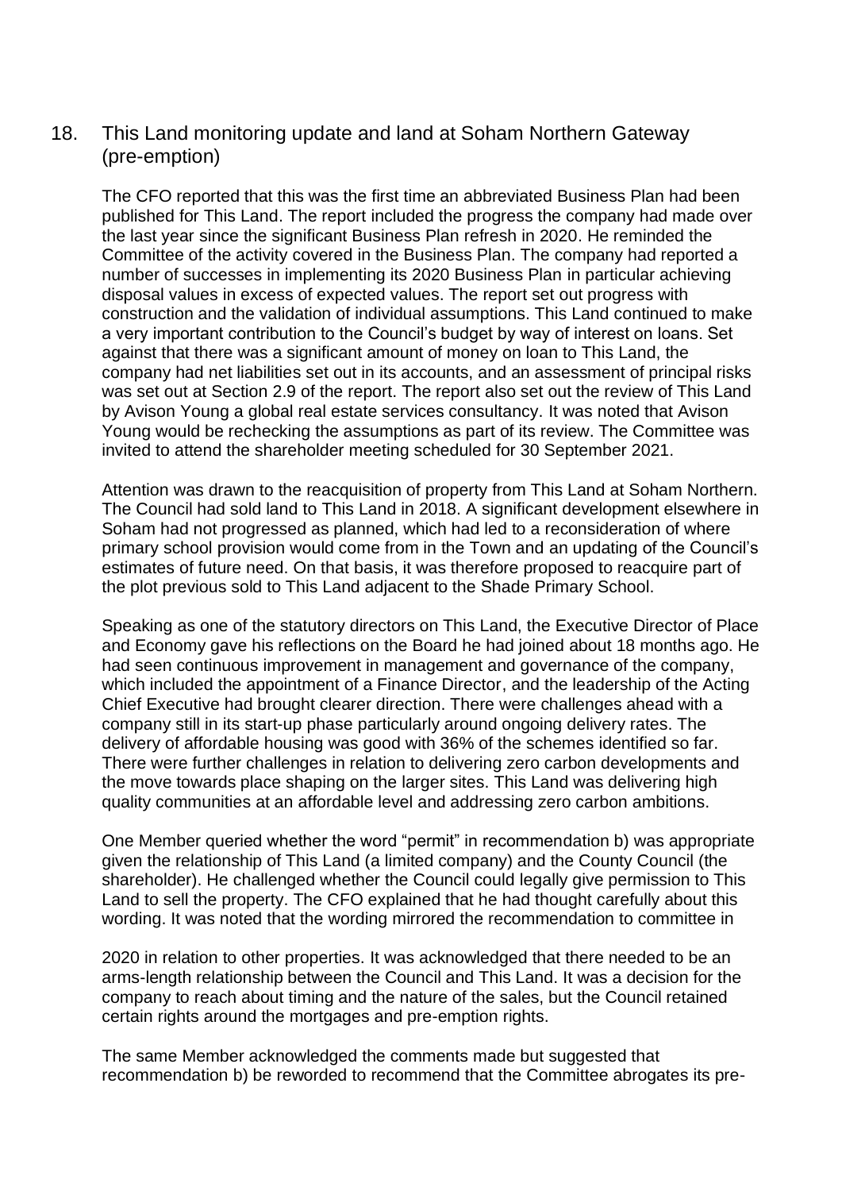## 18. This Land monitoring update and land at Soham Northern Gateway (pre-emption)

The CFO reported that this was the first time an abbreviated Business Plan had been published for This Land. The report included the progress the company had made over the last year since the significant Business Plan refresh in 2020. He reminded the Committee of the activity covered in the Business Plan. The company had reported a number of successes in implementing its 2020 Business Plan in particular achieving disposal values in excess of expected values. The report set out progress with construction and the validation of individual assumptions. This Land continued to make a very important contribution to the Council's budget by way of interest on loans. Set against that there was a significant amount of money on loan to This Land, the company had net liabilities set out in its accounts, and an assessment of principal risks was set out at Section 2.9 of the report. The report also set out the review of This Land by Avison Young a global real estate services consultancy. It was noted that Avison Young would be rechecking the assumptions as part of its review. The Committee was invited to attend the shareholder meeting scheduled for 30 September 2021.

Attention was drawn to the reacquisition of property from This Land at Soham Northern. The Council had sold land to This Land in 2018. A significant development elsewhere in Soham had not progressed as planned, which had led to a reconsideration of where primary school provision would come from in the Town and an updating of the Council's estimates of future need. On that basis, it was therefore proposed to reacquire part of the plot previous sold to This Land adjacent to the Shade Primary School.

Speaking as one of the statutory directors on This Land, the Executive Director of Place and Economy gave his reflections on the Board he had joined about 18 months ago. He had seen continuous improvement in management and governance of the company, which included the appointment of a Finance Director, and the leadership of the Acting Chief Executive had brought clearer direction. There were challenges ahead with a company still in its start-up phase particularly around ongoing delivery rates. The delivery of affordable housing was good with 36% of the schemes identified so far. There were further challenges in relation to delivering zero carbon developments and the move towards place shaping on the larger sites. This Land was delivering high quality communities at an affordable level and addressing zero carbon ambitions.

One Member queried whether the word "permit" in recommendation b) was appropriate given the relationship of This Land (a limited company) and the County Council (the shareholder). He challenged whether the Council could legally give permission to This Land to sell the property. The CFO explained that he had thought carefully about this wording. It was noted that the wording mirrored the recommendation to committee in 2020 in relation to other properties. It was acknowledged that there needed to be an arms-length relationship between the Council and This Land. It was a decision for the company to reach about timing and the nature of the sales, but the Council retained certain rights around the mortgages and pre-emption rights.

The same Member acknowledged the comments made but suggested that recommendation b) be reworded to recommend that the Committee abrogates its pre-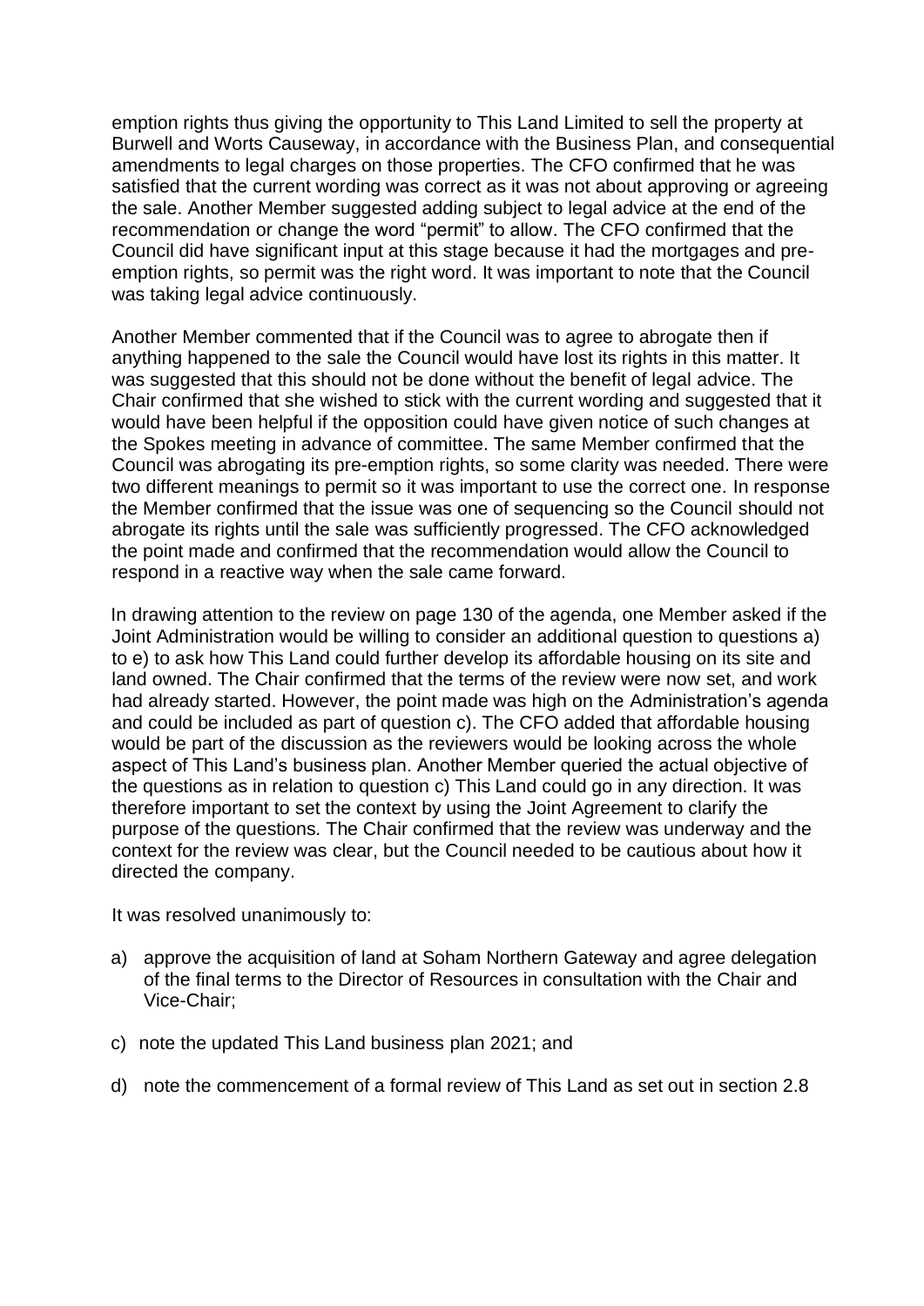emption rights thus giving the opportunity to This Land Limited to sell the property at Burwell and Worts Causeway, in accordance with the Business Plan, and consequential amendments to legal charges on those properties. The CFO confirmed that he was satisfied that the current wording was correct as it was not about approving or agreeing the sale. Another Member suggested adding subject to legal advice at the end of the recommendation or change the word "permit" to allow. The CFO confirmed that the Council did have significant input at this stage because it had the mortgages and pre-emption rights, so permit was the right word. It was important to note that the Council was taking legal advice continuously.

Another Member commented that if the Council was to agree to abrogate then if anything happened to the sale the Council would have lost its rights in this matter. It was suggested that this should not be done without the benefit of legal advice. The Chair confirmed that she wished to stick with the current wording and suggested that it would have been helpful if the opposition could have given notice of such changes at the Spokes meeting in advance of committee. The same Member confirmed that the Council was abrogating its pre-emption rights, so some clarity was needed. There were two different meanings to permit so it was important to use the correct one. In response the Member confirmed that the issue was one of sequencing so the Council should not abrogate its rights until the sale was sufficiently progressed. The CFO acknowledged the point made and confirmed that the recommendation would allow the Council to respond in a reactive way when the sale came forward.

In drawing attention to the review on page 130 of the agenda, one Member asked if the Joint Administration would be willing to consider an additional question to questions a) to e) to ask how This Land could further develop its affordable housing on its site and land owned. The Chair confirmed that the terms of the review were now set, and work had already started. However, the point made was high on the Administration's agenda and could be included as part of question c). The CFO added that affordable housing would be part of the discussion as the reviewers would be looking across the whole aspect of This Land's business plan. Another Member queried the actual objective of the questions as in relation to question c) This Land could go in any direction. It was therefore important to set the context by using the Joint Agreement to clarify the purpose of the questions. The Chair confirmed that the review was underway and the context for the review was clear, but the Council needed to be cautious about how it directed the company.

It was resolved unanimously to:

a) approve the acquisition of land at Soham Northern Gateway and agree delegation of the final terms to the Director of Resources in consultation with the Chair and Vice-Chair;

c) note the updated This Land business plan 2021; and

d) note the commencement of a formal review of This Land as set out in section 2.8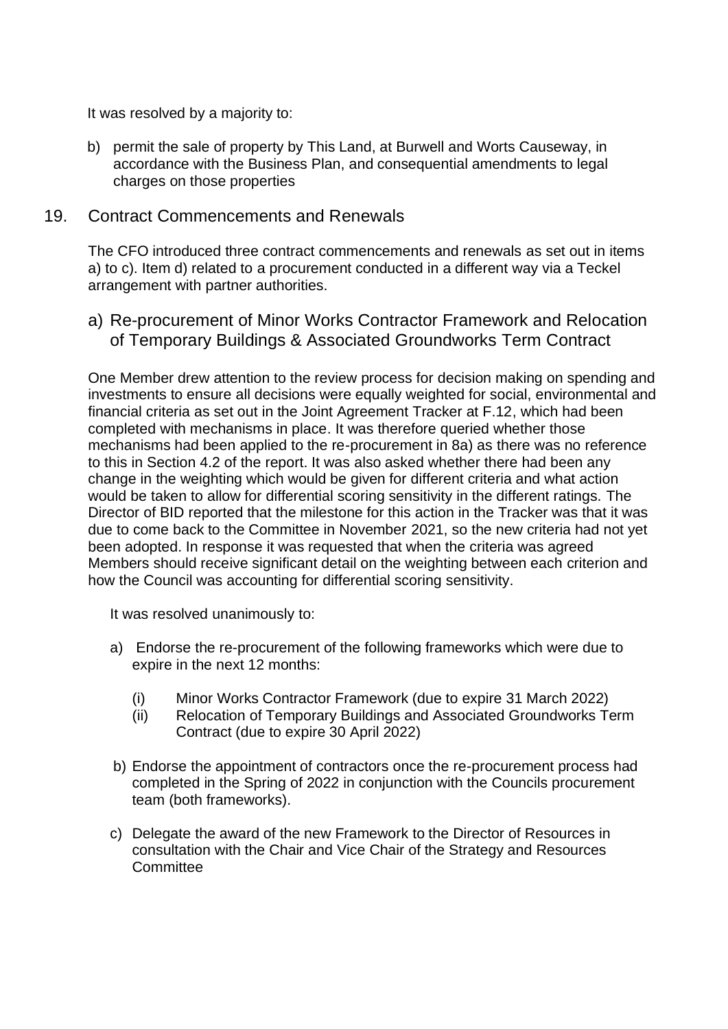It was resolved by a majority to:

b) permit the sale of property by This Land, at Burwell and Worts Causeway, in accordance with the Business Plan, and consequential amendments to legal charges on those properties

## 19. Contract Commencements and Renewals

The CFO introduced three contract commencements and renewals as set out in items a) to c). Item d) related to a procurement conducted in a different way via a Teckel arrangement with partner authorities.

### a) Re-procurement of Minor Works Contractor Framework and Relocation of Temporary Buildings & Associated Groundworks Term Contract

One Member drew attention to the review process for decision making on spending and investments to ensure all decisions were equally weighted for social, environmental and financial criteria as set out in the Joint Agreement Tracker at F.12, which had been completed with mechanisms in place. It was therefore queried whether those mechanisms had been applied to the re-procurement in 8a) as there was no reference to this in Section 4.2 of the report. It was also asked whether there had been any change in the weighting which would be given for different criteria and what action would be taken to allow for differential scoring sensitivity in the different ratings. The Director of BID reported that the milestone for this action in the Tracker was that it was due to come back to the Committee in November 2021, so the new criteria had not yet been adopted. In response it was requested that when the criteria was agreed Members should receive significant detail on the weighting between each criterion and how the Council was accounting for differential scoring sensitivity.

It was resolved unanimously to:

a) Endorse the re-procurement of the following frameworks which were due to expire in the next 12 months:

   (i) Minor Works Contractor Framework (due to expire 31 March 2022)
   
   (ii) Relocation of Temporary Buildings and Associated Groundworks Term Contract (due to expire 30 April 2022)

b) Endorse the appointment of contractors once the re-procurement process had completed in the Spring of 2022 in conjunction with the Councils procurement team (both frameworks).

c) Delegate the award of the new Framework to the Director of Resources in consultation with the Chair and Vice Chair of the Strategy and Resources Committee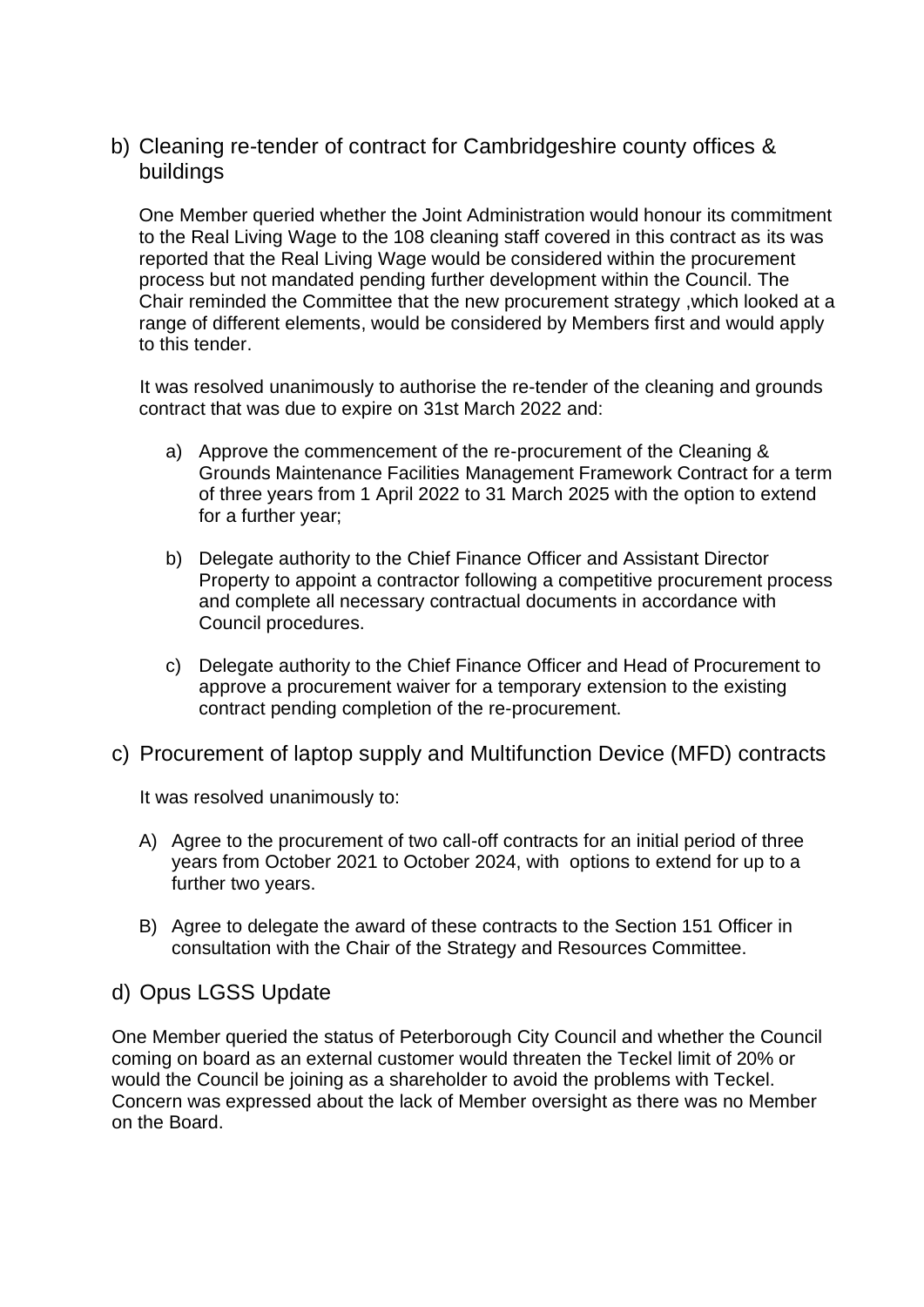## b) Cleaning re-tender of contract for Cambridgeshire county offices & buildings

One Member queried whether the Joint Administration would honour its commitment to the Real Living Wage to the 108 cleaning staff covered in this contract as its was reported that the Real Living Wage would be considered within the procurement process but not mandated pending further development within the Council. The Chair reminded the Committee that the new procurement strategy ,which looked at a range of different elements, would be considered by Members first and would apply to this tender.

It was resolved unanimously to authorise the re-tender of the cleaning and grounds contract that was due to expire on 31st March 2022 and:

a) Approve the commencement of the re-procurement of the Cleaning & Grounds Maintenance Facilities Management Framework Contract for a term of three years from 1 April 2022 to 31 March 2025 with the option to extend for a further year;

b) Delegate authority to the Chief Finance Officer and Assistant Director Property to appoint a contractor following a competitive procurement process and complete all necessary contractual documents in accordance with Council procedures.

c) Delegate authority to the Chief Finance Officer and Head of Procurement to approve a procurement waiver for a temporary extension to the existing contract pending completion of the re-procurement.

## c) Procurement of laptop supply and Multifunction Device (MFD) contracts

It was resolved unanimously to:

A) Agree to the procurement of two call-off contracts for an initial period of three years from October 2021 to October 2024, with options to extend for up to a further two years.

B) Agree to delegate the award of these contracts to the Section 151 Officer in consultation with the Chair of the Strategy and Resources Committee.

## d) Opus LGSS Update

One Member queried the status of Peterborough City Council and whether the Council coming on board as an external customer would threaten the Teckel limit of 20% or would the Council be joining as a shareholder to avoid the problems with Teckel. Concern was expressed about the lack of Member oversight as there was no Member on the Board.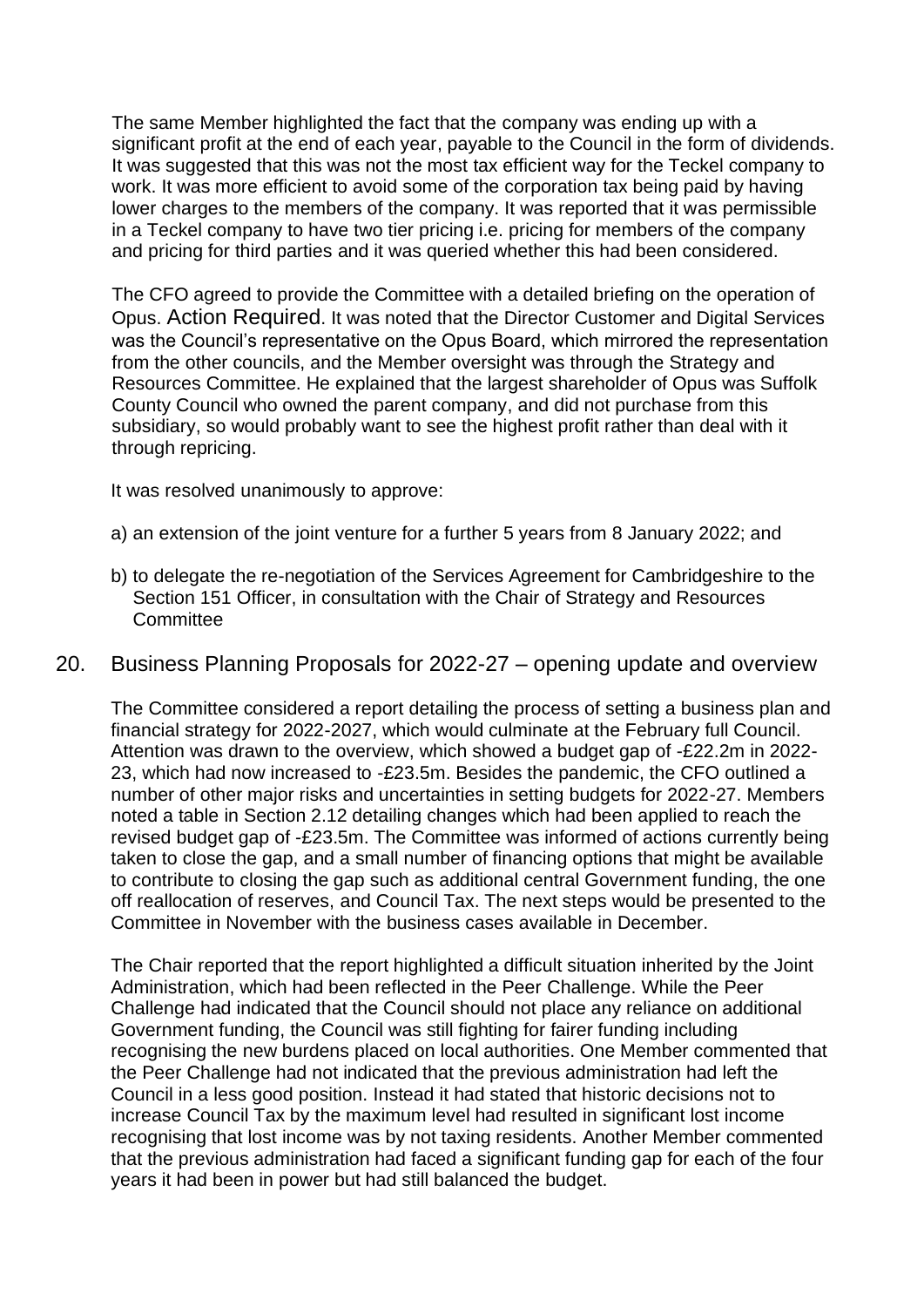The same Member highlighted the fact that the company was ending up with a significant profit at the end of each year, payable to the Council in the form of dividends. It was suggested that this was not the most tax efficient way for the Teckel company to work. It was more efficient to avoid some of the corporation tax being paid by having lower charges to the members of the company. It was reported that it was permissible in a Teckel company to have two tier pricing i.e. pricing for members of the company and pricing for third parties and it was queried whether this had been considered.

The CFO agreed to provide the Committee with a detailed briefing on the operation of Opus. Action Required. It was noted that the Director Customer and Digital Services was the Council's representative on the Opus Board, which mirrored the representation from the other councils, and the Member oversight was through the Strategy and Resources Committee. He explained that the largest shareholder of Opus was Suffolk County Council who owned the parent company, and did not purchase from this subsidiary, so would probably want to see the highest profit rather than deal with it through repricing.

It was resolved unanimously to approve:

a) an extension of the joint venture for a further 5 years from 8 January 2022; and

b) to delegate the re-negotiation of the Services Agreement for Cambridgeshire to the Section 151 Officer, in consultation with the Chair of Strategy and Resources Committee

## 20. Business Planning Proposals for 2022-27 – opening update and overview

The Committee considered a report detailing the process of setting a business plan and financial strategy for 2022-2027, which would culminate at the February full Council. Attention was drawn to the overview, which showed a budget gap of -£22.2m in 2022-23, which had now increased to -£23.5m. Besides the pandemic, the CFO outlined a number of other major risks and uncertainties in setting budgets for 2022-27. Members noted a table in Section 2.12 detailing changes which had been applied to reach the revised budget gap of -£23.5m. The Committee was informed of actions currently being taken to close the gap, and a small number of financing options that might be available to contribute to closing the gap such as additional central Government funding, the one off reallocation of reserves, and Council Tax. The next steps would be presented to the Committee in November with the business cases available in December.

The Chair reported that the report highlighted a difficult situation inherited by the Joint Administration, which had been reflected in the Peer Challenge. While the Peer Challenge had indicated that the Council should not place any reliance on additional Government funding, the Council was still fighting for fairer funding including recognising the new burdens placed on local authorities. One Member commented that the Peer Challenge had not indicated that the previous administration had left the Council in a less good position. Instead it had stated that historic decisions not to increase Council Tax by the maximum level had resulted in significant lost income recognising that lost income was by not taxing residents. Another Member commented that the previous administration had faced a significant funding gap for each of the four years it had been in power but had still balanced the budget.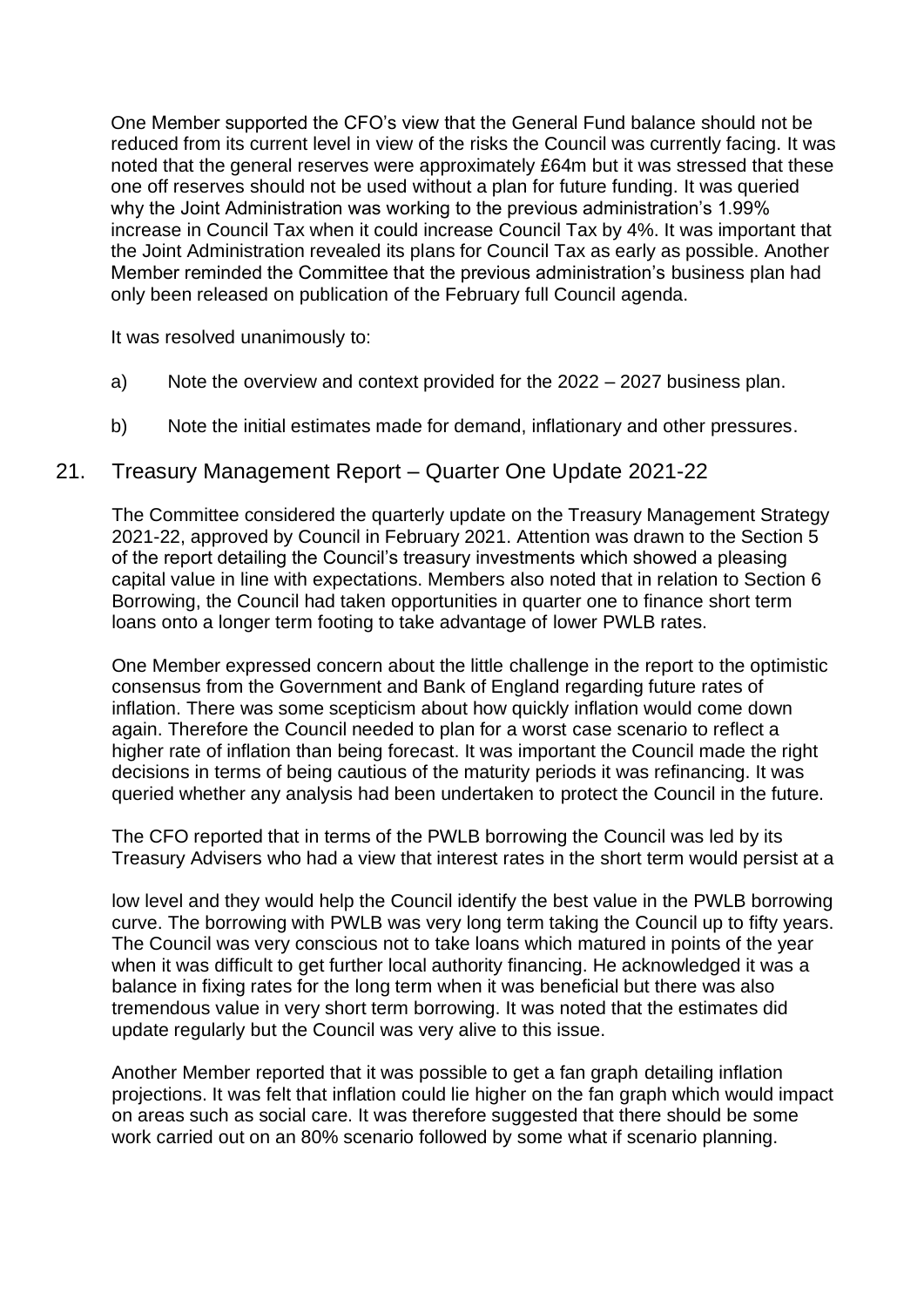One Member supported the CFO's view that the General Fund balance should not be reduced from its current level in view of the risks the Council was currently facing. It was noted that the general reserves were approximately £64m but it was stressed that these one off reserves should not be used without a plan for future funding. It was queried why the Joint Administration was working to the previous administration's 1.99% increase in Council Tax when it could increase Council Tax by 4%. It was important that the Joint Administration revealed its plans for Council Tax as early as possible. Another Member reminded the Committee that the previous administration's business plan had only been released on publication of the February full Council agenda.

It was resolved unanimously to:

a) Note the overview and context provided for the 2022 – 2027 business plan.

b) Note the initial estimates made for demand, inflationary and other pressures.

## 21. Treasury Management Report – Quarter One Update 2021-22

The Committee considered the quarterly update on the Treasury Management Strategy 2021-22, approved by Council in February 2021. Attention was drawn to the Section 5 of the report detailing the Council's treasury investments which showed a pleasing capital value in line with expectations. Members also noted that in relation to Section 6 Borrowing, the Council had taken opportunities in quarter one to finance short term loans onto a longer term footing to take advantage of lower PWLB rates.

One Member expressed concern about the little challenge in the report to the optimistic consensus from the Government and Bank of England regarding future rates of inflation. There was some scepticism about how quickly inflation would come down again. Therefore the Council needed to plan for a worst case scenario to reflect a higher rate of inflation than being forecast. It was important the Council made the right decisions in terms of being cautious of the maturity periods it was refinancing. It was queried whether any analysis had been undertaken to protect the Council in the future.

The CFO reported that in terms of the PWLB borrowing the Council was led by its Treasury Advisers who had a view that interest rates in the short term would persist at a low level and they would help the Council identify the best value in the PWLB borrowing curve. The borrowing with PWLB was very long term taking the Council up to fifty years. The Council was very conscious not to take loans which matured in points of the year when it was difficult to get further local authority financing. He acknowledged it was a balance in fixing rates for the long term when it was beneficial but there was also tremendous value in very short term borrowing. It was noted that the estimates did update regularly but the Council was very alive to this issue.

Another Member reported that it was possible to get a fan graph detailing inflation projections. It was felt that inflation could lie higher on the fan graph which would impact on areas such as social care. It was therefore suggested that there should be some work carried out on an 80% scenario followed by some what if scenario planning.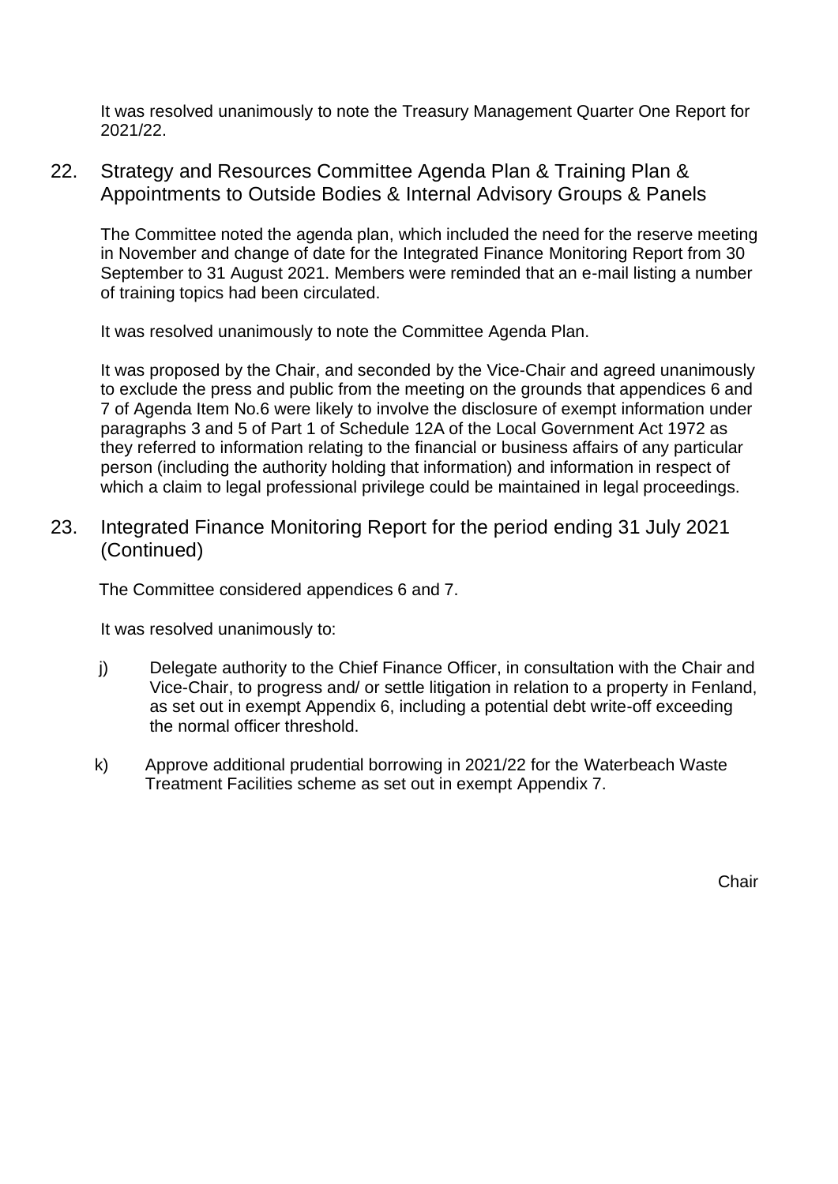It was resolved unanimously to note the Treasury Management Quarter One Report for 2021/22.

## 22. Strategy and Resources Committee Agenda Plan & Training Plan & Appointments to Outside Bodies & Internal Advisory Groups & Panels

The Committee noted the agenda plan, which included the need for the reserve meeting in November and change of date for the Integrated Finance Monitoring Report from 30 September to 31 August 2021. Members were reminded that an e-mail listing a number of training topics had been circulated.

It was resolved unanimously to note the Committee Agenda Plan.

It was proposed by the Chair, and seconded by the Vice-Chair and agreed unanimously to exclude the press and public from the meeting on the grounds that appendices 6 and 7 of Agenda Item No.6 were likely to involve the disclosure of exempt information under paragraphs 3 and 5 of Part 1 of Schedule 12A of the Local Government Act 1972 as they referred to information relating to the financial or business affairs of any particular person (including the authority holding that information) and information in respect of which a claim to legal professional privilege could be maintained in legal proceedings.

## 23. Integrated Finance Monitoring Report for the period ending 31 July 2021 (Continued)

The Committee considered appendices 6 and 7.

It was resolved unanimously to:

j) Delegate authority to the Chief Finance Officer, in consultation with the Chair and Vice-Chair, to progress and/ or settle litigation in relation to a property in Fenland, as set out in exempt Appendix 6, including a potential debt write-off exceeding the normal officer threshold.

k) Approve additional prudential borrowing in 2021/22 for the Waterbeach Waste Treatment Facilities scheme as set out in exempt Appendix 7.

Chair